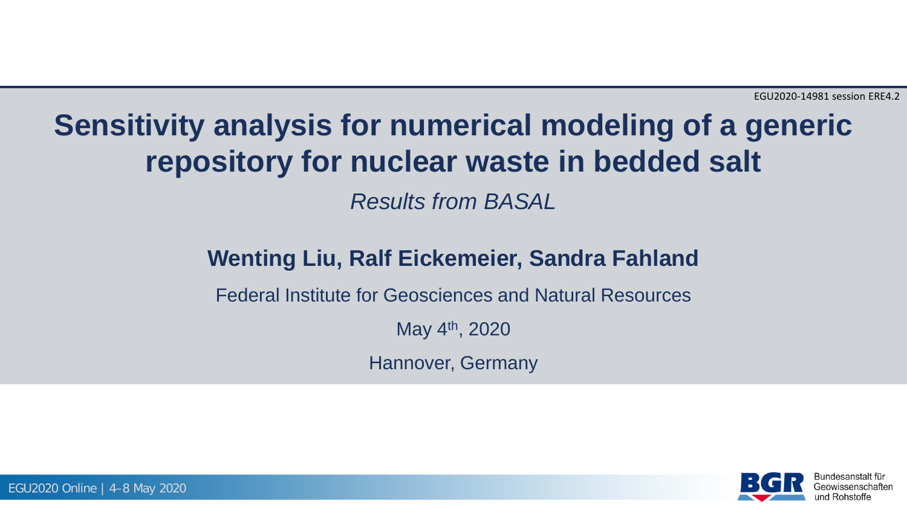EGU2020-14981 session ERE4.2

# Sensitivity analysis for numerical modeling of a generic repository for nuclear waste in bedded salt

*Results from BASAL*

**Wenting Liu, Ralf Eickemeier, Sandra Fahland**

Federal Institute for Geosciences and Natural Resources

May 4th, 2020

Hannover, Germany

EGU2020 Online | 4–8 May 2020

BGR Bundesanstalt für Geowissenschaften und Rohstoffe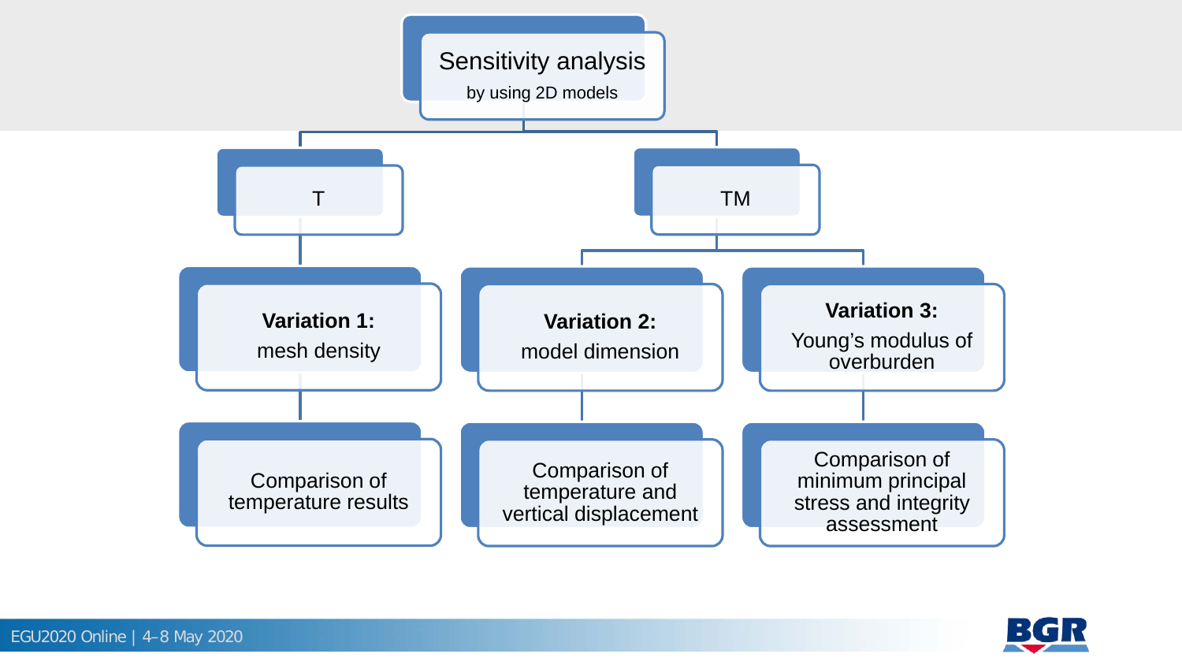# Sensitivity analysis

by using 2D models

## T

**Variation 1:**
mesh density

Comparison of temperature results

## TM

**Variation 2:**
model dimension

Comparison of temperature and vertical displacement

**Variation 3:**
Young's modulus of overburden

Comparison of minimum principal stress and integrity assessment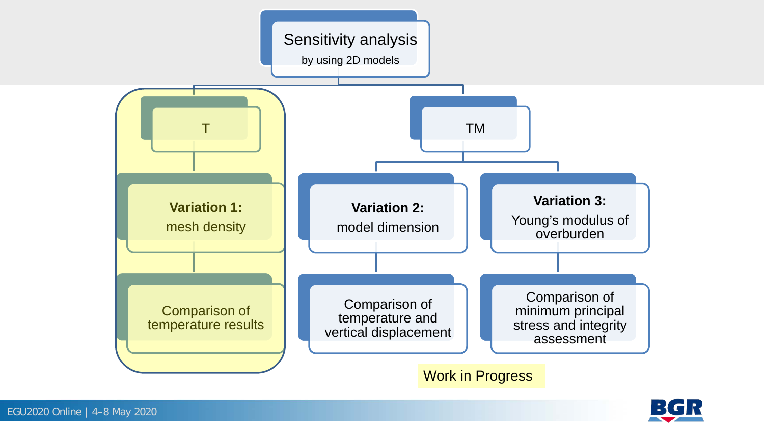# Sensitivity analysis

by using 2D models

T

**Variation 1:** mesh density

Comparison of temperature results

TM

**Variation 2:** model dimension

Comparison of temperature and vertical displacement

**Variation 3:** Young's modulus of overburden

Comparison of minimum principal stress and integrity assessment

Work in Progress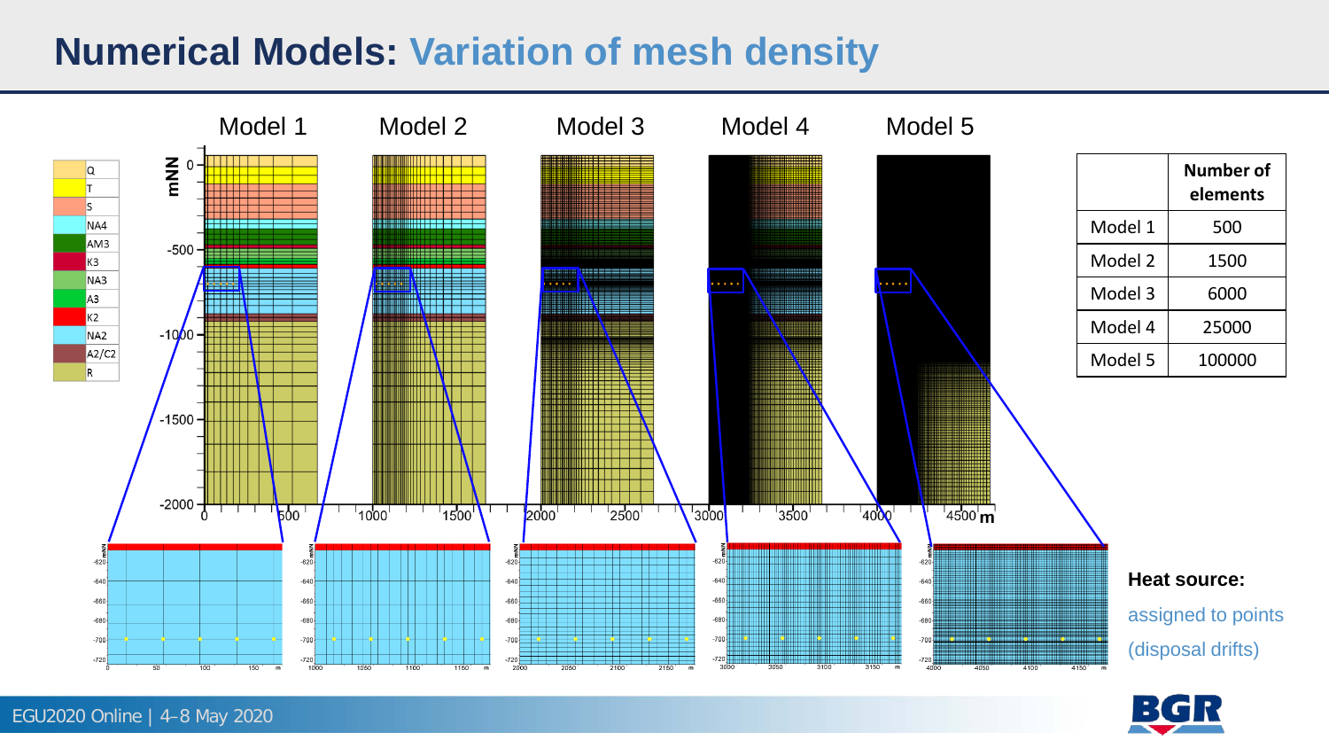# Numerical Models: Variation of mesh density

Model 1

Model 2

Model 3

Model 4

Model 5

Q
T
S
NA4
AM3
K3
NA3
A3
K2
NA2
A2/C2
R

mNN

0
-500
-1000
-1500
-2000

0
500
1000
1500
2000
2500
3000
3500
4000
4500 m

| | Number of elements |
|---|---|
| Model 1 | 500 |
| Model 2 | 1500 |
| Model 3 | 6000 |
| Model 4 | 25000 |
| Model 5 | 100000 |

**Heat source:**

assigned to points (disposal drifts)

EGU2020 Online | 4–8 May 2020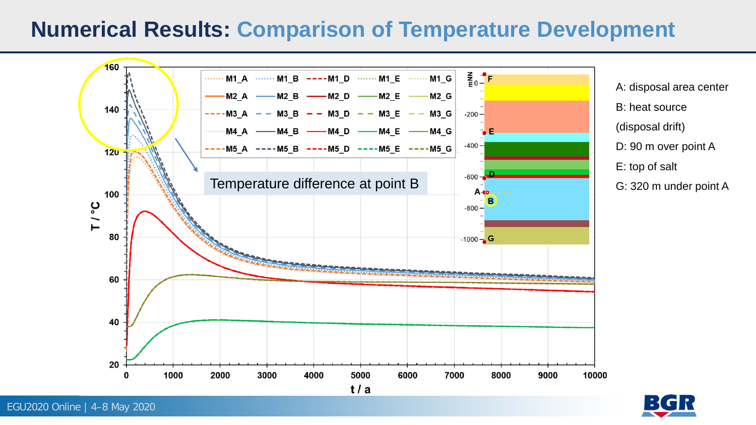# Numerical Results: Comparison of Temperature Development

M1_A M1_B M1_D M1_E M1_G

M2_A M2_B M2_D M2_E M2_G

M3_A M3_B M3_D M3_E M3_G

M4_A M4_B M4_D M4_E M4_G

M5_A M5_B M5_D M5_E M5_G

Temperature difference at point B

T / °C

160
140
120
100
80
60
40
20

t / a

0 1000 2000 3000 4000 5000 6000 7000 8000 9000 10000

mNN

0
-200
-400
-600
-800
-1000

F
E
D
A
B
G

A: disposal area center

B: heat source (disposal drift)

D: 90 m over point A

E: top of salt

G: 320 m under point A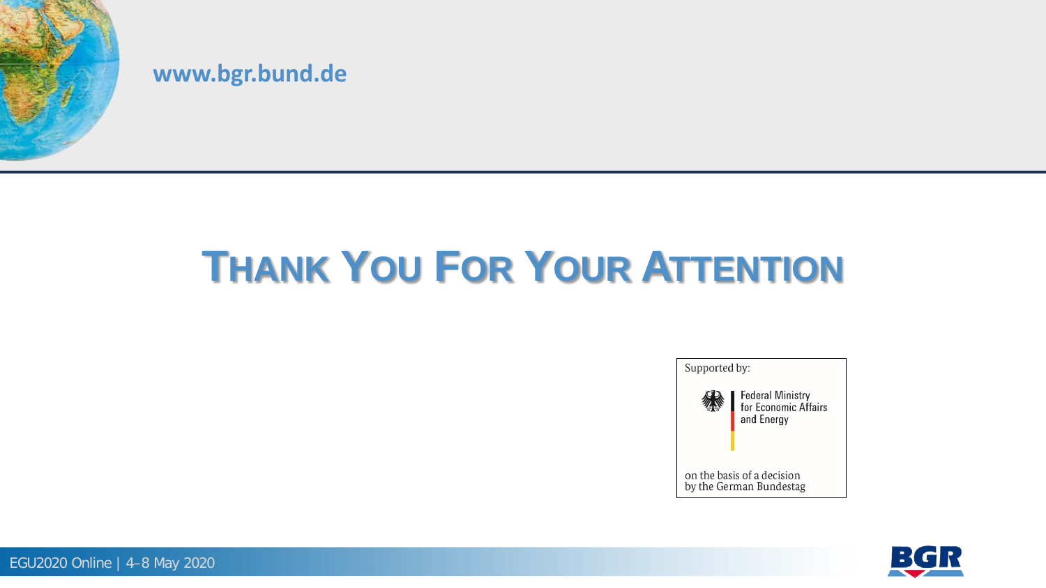www.bgr.bund.de

# Thank You For Your Attention

Supported by:

Federal Ministry for Economic Affairs and Energy

on the basis of a decision by the German Bundestag